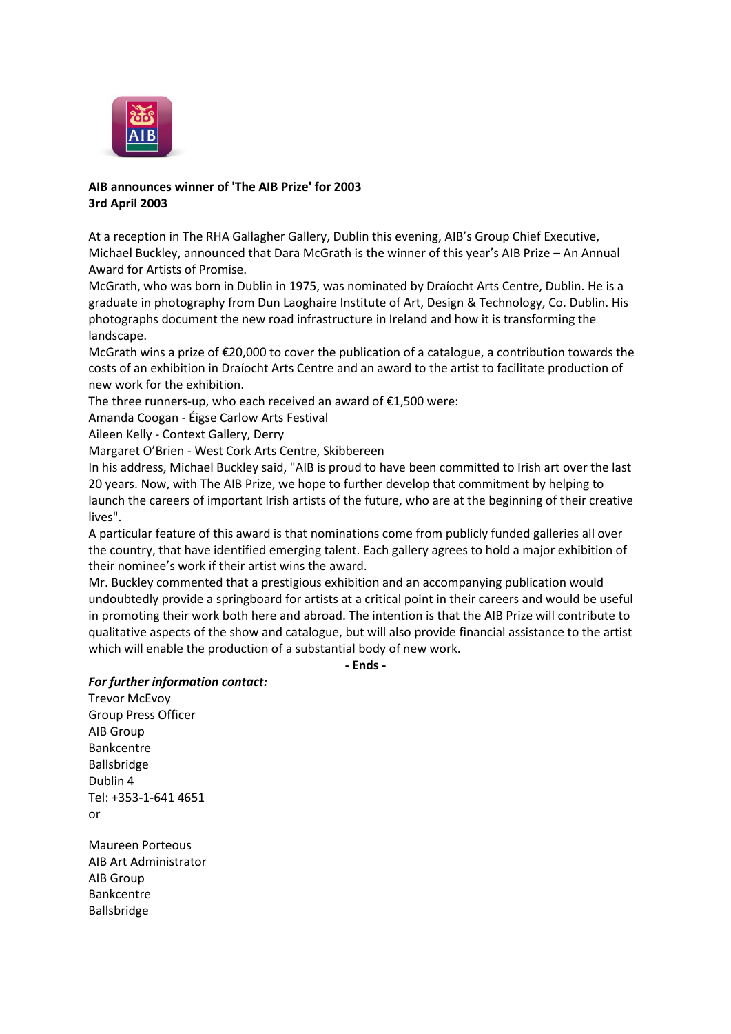**AIB announces winner of 'The AIB Prize' for 2003**
**3rd April 2003**

At a reception in The RHA Gallagher Gallery, Dublin this evening, AIB's Group Chief Executive, Michael Buckley, announced that Dara McGrath is the winner of this year's AIB Prize – An Annual Award for Artists of Promise.

McGrath, who was born in Dublin in 1975, was nominated by Draíocht Arts Centre, Dublin. He is a graduate in photography from Dun Laoghaire Institute of Art, Design & Technology, Co. Dublin. His photographs document the new road infrastructure in Ireland and how it is transforming the landscape.

McGrath wins a prize of €20,000 to cover the publication of a catalogue, a contribution towards the costs of an exhibition in Draíocht Arts Centre and an award to the artist to facilitate production of new work for the exhibition.

The three runners-up, who each received an award of €1,500 were:

Amanda Coogan - Éigse Carlow Arts Festival
Aileen Kelly - Context Gallery, Derry
Margaret O'Brien - West Cork Arts Centre, Skibbereen

In his address, Michael Buckley said, "AIB is proud to have been committed to Irish art over the last 20 years. Now, with The AIB Prize, we hope to further develop that commitment by helping to launch the careers of important Irish artists of the future, who are at the beginning of their creative lives".

A particular feature of this award is that nominations come from publicly funded galleries all over the country, that have identified emerging talent. Each gallery agrees to hold a major exhibition of their nominee's work if their artist wins the award.

Mr. Buckley commented that a prestigious exhibition and an accompanying publication would undoubtedly provide a springboard for artists at a critical point in their careers and would be useful in promoting their work both here and abroad. The intention is that the AIB Prize will contribute to qualitative aspects of the show and catalogue, but will also provide financial assistance to the artist which will enable the production of a substantial body of new work.

**- Ends -**

***For further information contact:***

Trevor McEvoy
Group Press Officer
AIB Group
Bankcentre
Ballsbridge
Dublin 4
Tel: +353-1-641 4651
or

Maureen Porteous
AIB Art Administrator
AIB Group
Bankcentre
Ballsbridge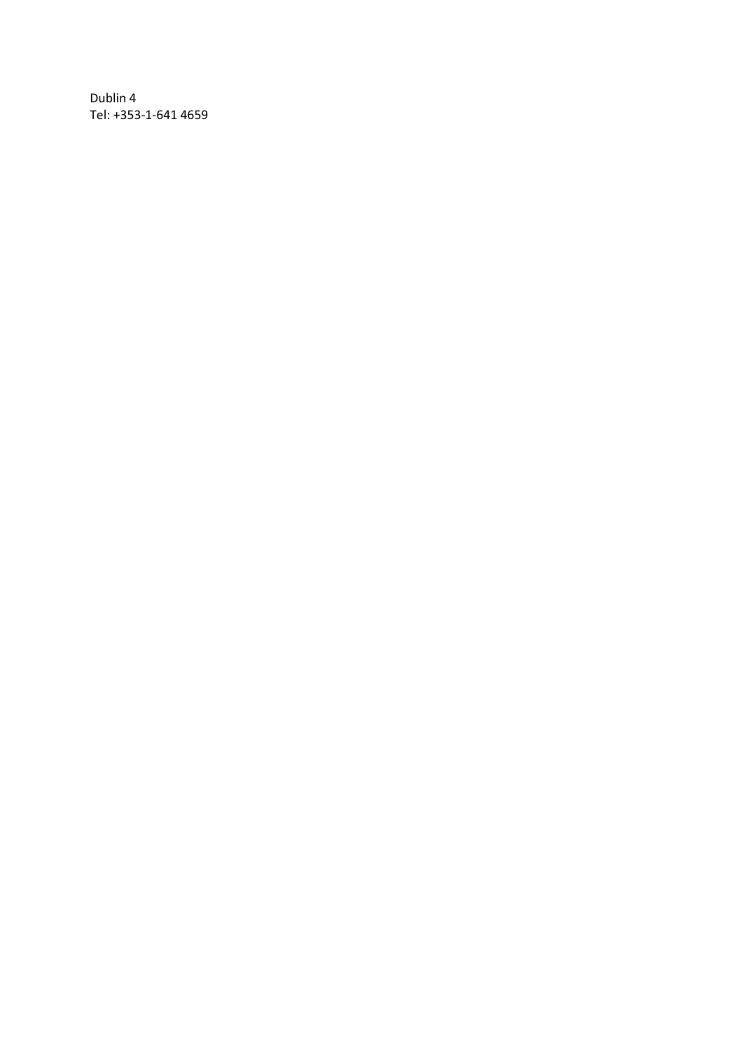Dublin 4
Tel: +353-1-641 4659